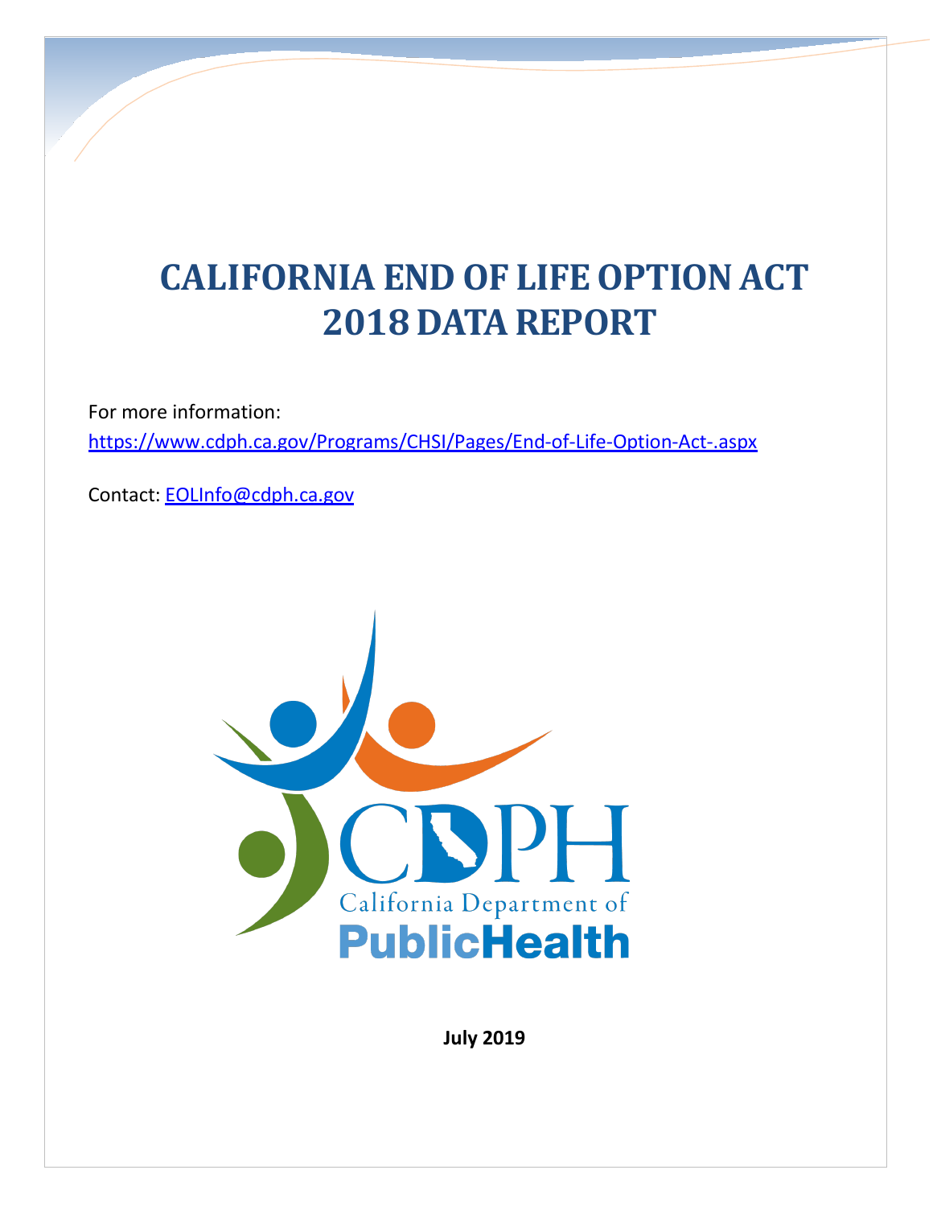# CALIFORNIA END OF LIFE OPTION ACT 2018 DATA REPORT

For more information:

https://www.cdph.ca.gov/Programs/CHSI/Pages/End-of-Life-Option-Act-.aspx

Contact: EOLInfo@cdph.ca.gov

**July 2019**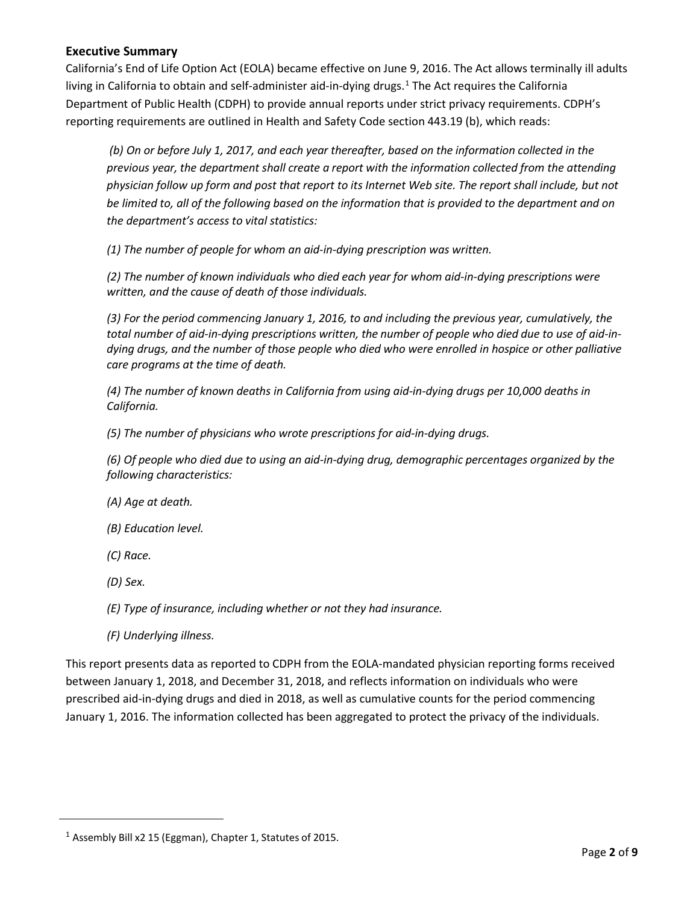## Executive Summary

California's End of Life Option Act (EOLA) became effective on June 9, 2016. The Act allows terminally ill adults living in California to obtain and self-administer aid-in-dying drugs.[1] The Act requires the California Department of Public Health (CDPH) to provide annual reports under strict privacy requirements. CDPH's reporting requirements are outlined in Health and Safety Code section 443.19 (b), which reads:

> *(b) On or before July 1, 2017, and each year thereafter, based on the information collected in the previous year, the department shall create a report with the information collected from the attending physician follow up form and post that report to its Internet Web site. The report shall include, but not be limited to, all of the following based on the information that is provided to the department and on the department's access to vital statistics:*
>
> *(1) The number of people for whom an aid-in-dying prescription was written.*
>
> *(2) The number of known individuals who died each year for whom aid-in-dying prescriptions were written, and the cause of death of those individuals.*
>
> *(3) For the period commencing January 1, 2016, to and including the previous year, cumulatively, the total number of aid-in-dying prescriptions written, the number of people who died due to use of aid-in-dying drugs, and the number of those people who died who were enrolled in hospice or other palliative care programs at the time of death.*
>
> *(4) The number of known deaths in California from using aid-in-dying drugs per 10,000 deaths in California.*
>
> *(5) The number of physicians who wrote prescriptions for aid-in-dying drugs.*
>
> *(6) Of people who died due to using an aid-in-dying drug, demographic percentages organized by the following characteristics:*
>
> *(A) Age at death.*
>
> *(B) Education level.*
>
> *(C) Race.*
>
> *(D) Sex.*
>
> *(E) Type of insurance, including whether or not they had insurance.*
>
> *(F) Underlying illness.*

This report presents data as reported to CDPH from the EOLA-mandated physician reporting forms received between January 1, 2018, and December 31, 2018, and reflects information on individuals who were prescribed aid-in-dying drugs and died in 2018, as well as cumulative counts for the period commencing January 1, 2016. The information collected has been aggregated to protect the privacy of the individuals.

---

[1] Assembly Bill x2 15 (Eggman), Chapter 1, Statutes of 2015.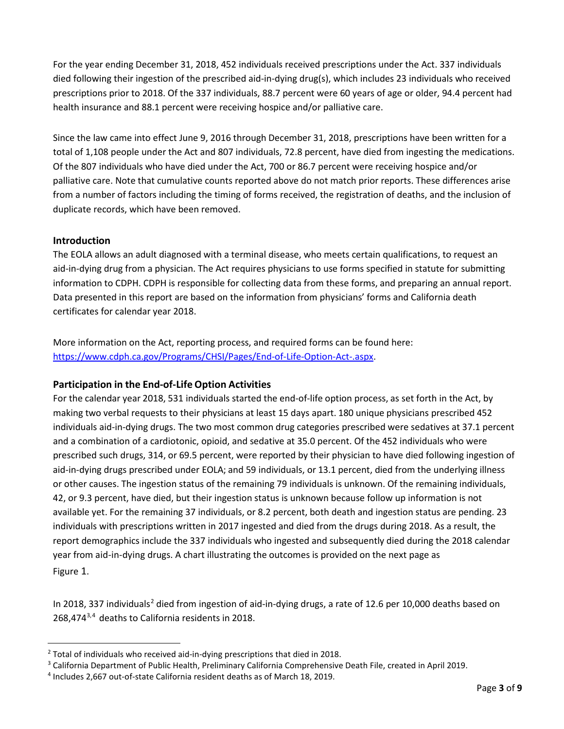For the year ending December 31, 2018, 452 individuals received prescriptions under the Act. 337 individuals died following their ingestion of the prescribed aid-in-dying drug(s), which includes 23 individuals who received prescriptions prior to 2018. Of the 337 individuals, 88.7 percent were 60 years of age or older, 94.4 percent had health insurance and 88.1 percent were receiving hospice and/or palliative care.

Since the law came into effect June 9, 2016 through December 31, 2018, prescriptions have been written for a total of 1,108 people under the Act and 807 individuals, 72.8 percent, have died from ingesting the medications. Of the 807 individuals who have died under the Act, 700 or 86.7 percent were receiving hospice and/or palliative care. Note that cumulative counts reported above do not match prior reports. These differences arise from a number of factors including the timing of forms received, the registration of deaths, and the inclusion of duplicate records, which have been removed.

## Introduction

The EOLA allows an adult diagnosed with a terminal disease, who meets certain qualifications, to request an aid-in-dying drug from a physician. The Act requires physicians to use forms specified in statute for submitting information to CDPH. CDPH is responsible for collecting data from these forms, and preparing an annual report. Data presented in this report are based on the information from physicians' forms and California death certificates for calendar year 2018.

More information on the Act, reporting process, and required forms can be found here: https://www.cdph.ca.gov/Programs/CHSI/Pages/End-of-Life-Option-Act-.aspx.

## Participation in the End-of-Life Option Activities

For the calendar year 2018, 531 individuals started the end-of-life option process, as set forth in the Act, by making two verbal requests to their physicians at least 15 days apart. 180 unique physicians prescribed 452 individuals aid-in-dying drugs. The two most common drug categories prescribed were sedatives at 37.1 percent and a combination of a cardiotonic, opioid, and sedative at 35.0 percent. Of the 452 individuals who were prescribed such drugs, 314, or 69.5 percent, were reported by their physician to have died following ingestion of aid-in-dying drugs prescribed under EOLA; and 59 individuals, or 13.1 percent, died from the underlying illness or other causes. The ingestion status of the remaining 79 individuals is unknown. Of the remaining individuals, 42, or 9.3 percent, have died, but their ingestion status is unknown because follow up information is not available yet. For the remaining 37 individuals, or 8.2 percent, both death and ingestion status are pending. 23 individuals with prescriptions written in 2017 ingested and died from the drugs during 2018. As a result, the report demographics include the 337 individuals who ingested and subsequently died during the 2018 calendar year from aid-in-dying drugs. A chart illustrating the outcomes is provided on the next page as Figure 1.

In 2018, 337 individuals[2] died from ingestion of aid-in-dying drugs, a rate of 12.6 per 10,000 deaths based on 268,474[3,4] deaths to California residents in 2018.

---

[2] Total of individuals who received aid-in-dying prescriptions that died in 2018.

[3] California Department of Public Health, Preliminary California Comprehensive Death File, created in April 2019.

[4] Includes 2,667 out-of-state California resident deaths as of March 18, 2019.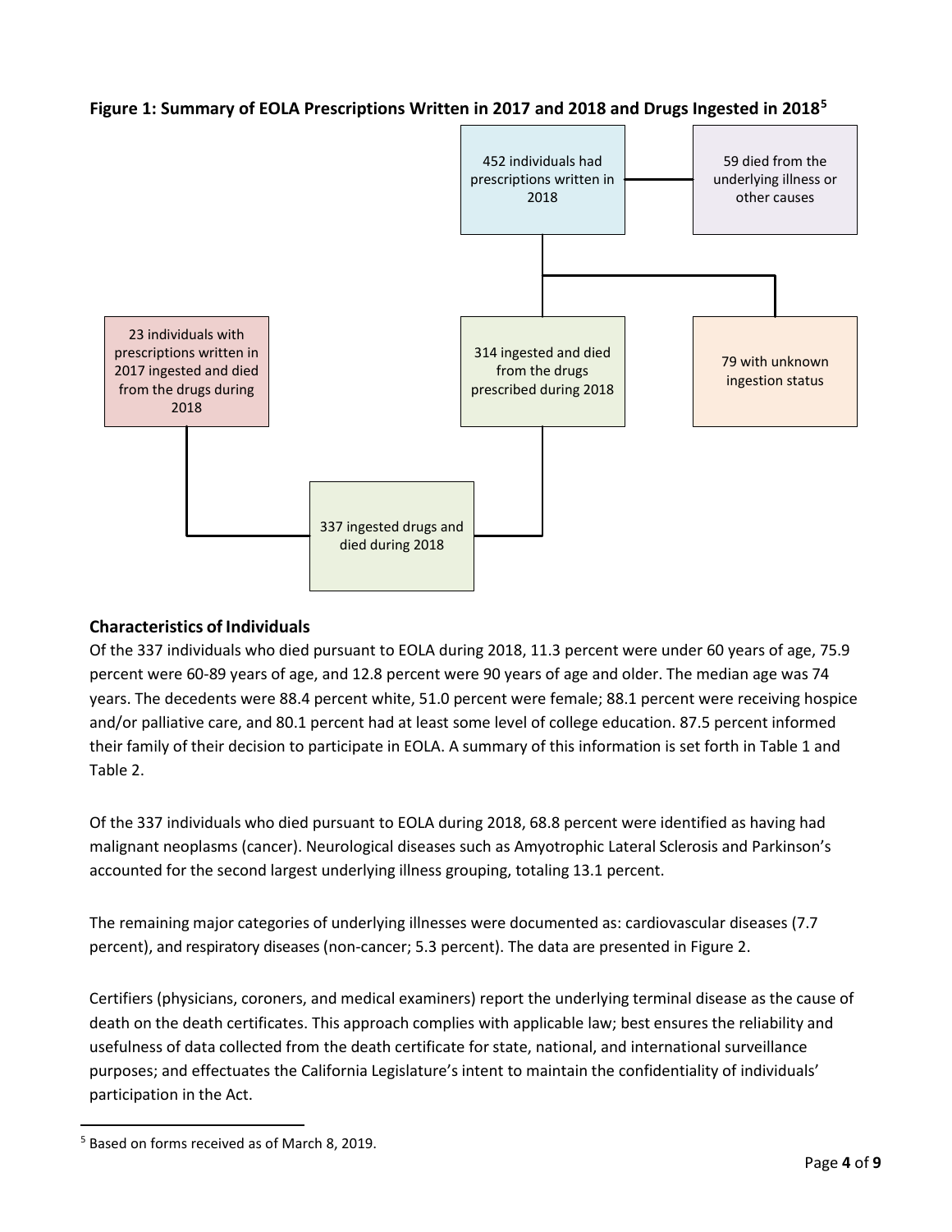**Figure 1: Summary of EOLA Prescriptions Written in 2017 and 2018 and Drugs Ingested in 2018**[5]

452 individuals had prescriptions written in 2018

59 died from the underlying illness or other causes

23 individuals with prescriptions written in 2017 ingested and died from the drugs during 2018

314 ingested and died from the drugs prescribed during 2018

79 with unknown ingestion status

337 ingested drugs and died during 2018

### Characteristics of Individuals

Of the 337 individuals who died pursuant to EOLA during 2018, 11.3 percent were under 60 years of age, 75.9 percent were 60-89 years of age, and 12.8 percent were 90 years of age and older. The median age was 74 years. The decedents were 88.4 percent white, 51.0 percent were female; 88.1 percent were receiving hospice and/or palliative care, and 80.1 percent had at least some level of college education. 87.5 percent informed their family of their decision to participate in EOLA. A summary of this information is set forth in Table 1 and Table 2.

Of the 337 individuals who died pursuant to EOLA during 2018, 68.8 percent were identified as having had malignant neoplasms (cancer). Neurological diseases such as Amyotrophic Lateral Sclerosis and Parkinson's accounted for the second largest underlying illness grouping, totaling 13.1 percent.

The remaining major categories of underlying illnesses were documented as: cardiovascular diseases (7.7 percent), and respiratory diseases (non-cancer; 5.3 percent). The data are presented in Figure 2.

Certifiers (physicians, coroners, and medical examiners) report the underlying terminal disease as the cause of death on the death certificates. This approach complies with applicable law; best ensures the reliability and usefulness of data collected from the death certificate for state, national, and international surveillance purposes; and effectuates the California Legislature's intent to maintain the confidentiality of individuals' participation in the Act.

[5] Based on forms received as of March 8, 2019.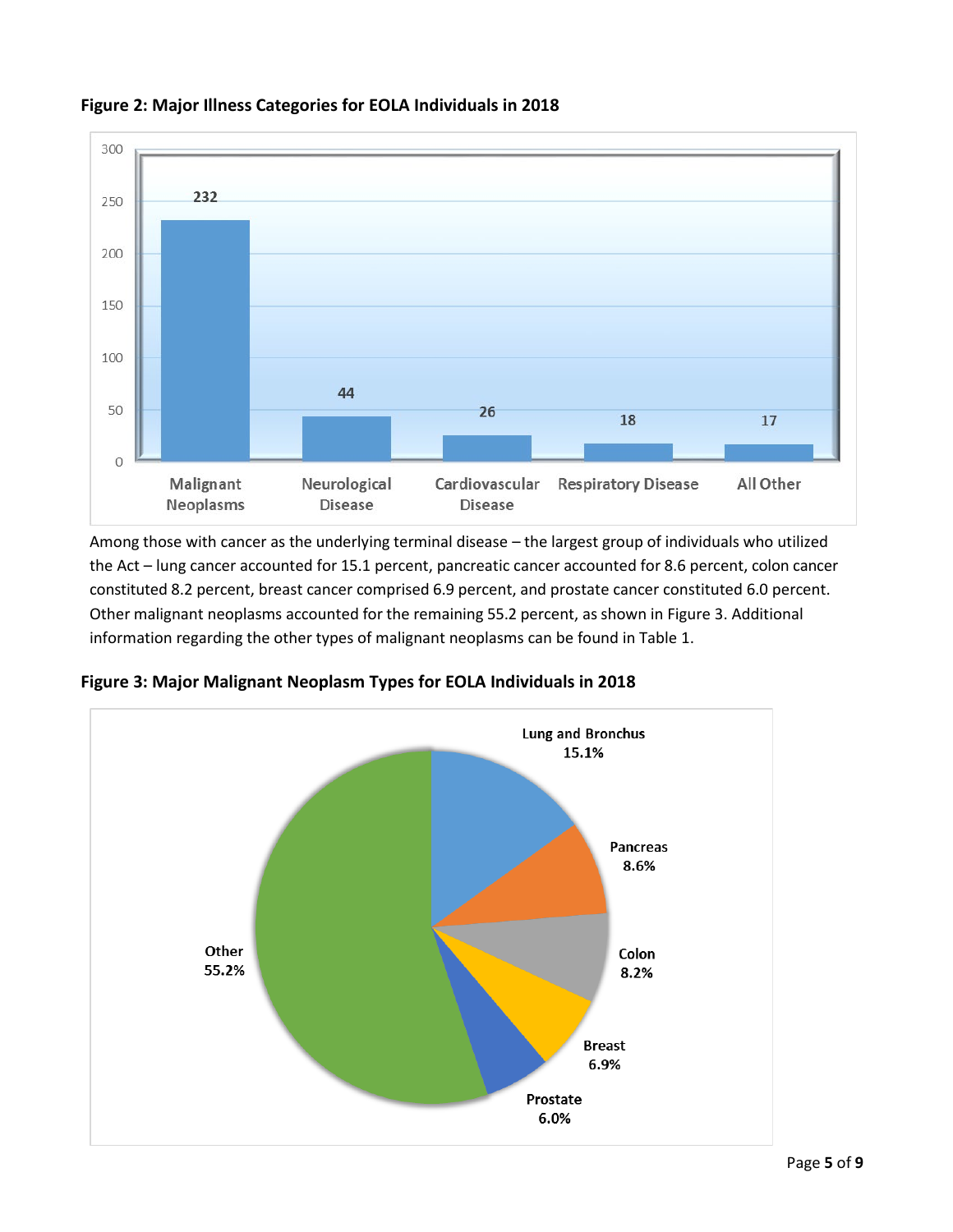**Figure 2: Major Illness Categories for EOLA Individuals in 2018**

| Category | Count |
|---|---|
| Malignant Neoplasms | 232 |
| Neurological Disease | 44 |
| Cardiovascular Disease | 26 |
| Respiratory Disease | 18 |
| All Other | 17 |

Among those with cancer as the underlying terminal disease – the largest group of individuals who utilized the Act – lung cancer accounted for 15.1 percent, pancreatic cancer accounted for 8.6 percent, colon cancer constituted 8.2 percent, breast cancer comprised 6.9 percent, and prostate cancer constituted 6.0 percent. Other malignant neoplasms accounted for the remaining 55.2 percent, as shown in Figure 3. Additional information regarding the other types of malignant neoplasms can be found in Table 1.

**Figure 3: Major Malignant Neoplasm Types for EOLA Individuals in 2018**

| Type | Percent |
|---|---|
| Lung and Bronchus | 15.1% |
| Pancreas | 8.6% |
| Colon | 8.2% |
| Breast | 6.9% |
| Prostate | 6.0% |
| Other | 55.2% |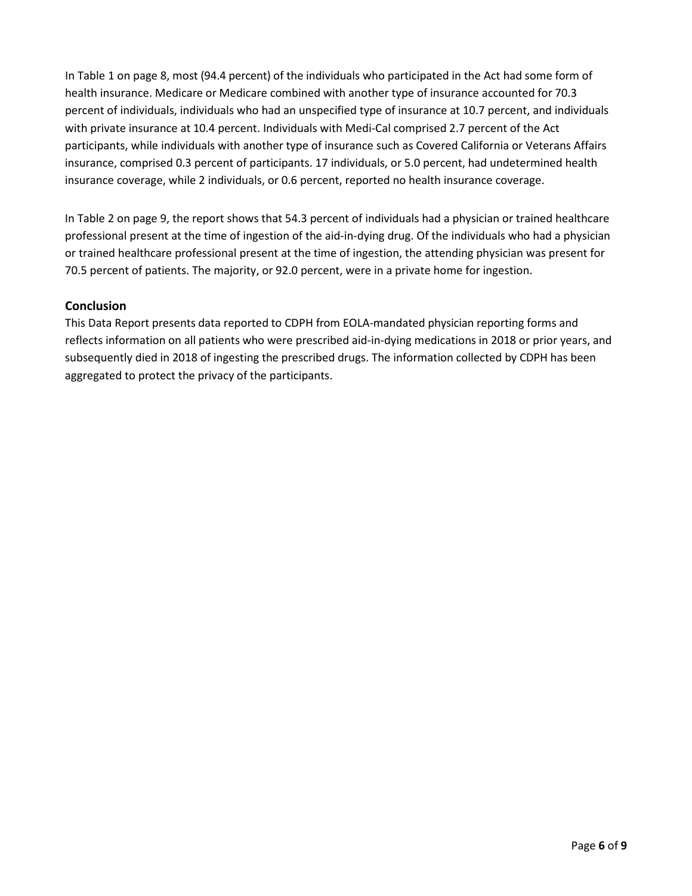In Table 1 on page 8, most (94.4 percent) of the individuals who participated in the Act had some form of health insurance. Medicare or Medicare combined with another type of insurance accounted for 70.3 percent of individuals, individuals who had an unspecified type of insurance at 10.7 percent, and individuals with private insurance at 10.4 percent. Individuals with Medi-Cal comprised 2.7 percent of the Act participants, while individuals with another type of insurance such as Covered California or Veterans Affairs insurance, comprised 0.3 percent of participants. 17 individuals, or 5.0 percent, had undetermined health insurance coverage, while 2 individuals, or 0.6 percent, reported no health insurance coverage.

In Table 2 on page 9, the report shows that 54.3 percent of individuals had a physician or trained healthcare professional present at the time of ingestion of the aid-in-dying drug. Of the individuals who had a physician or trained healthcare professional present at the time of ingestion, the attending physician was present for 70.5 percent of patients. The majority, or 92.0 percent, were in a private home for ingestion.

## Conclusion

This Data Report presents data reported to CDPH from EOLA-mandated physician reporting forms and reflects information on all patients who were prescribed aid-in-dying medications in 2018 or prior years, and subsequently died in 2018 of ingesting the prescribed drugs. The information collected by CDPH has been aggregated to protect the privacy of the participants.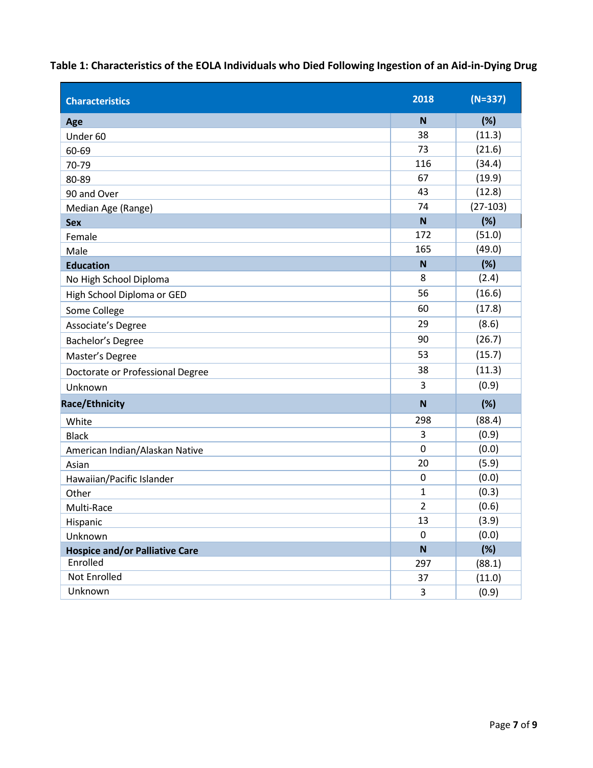**Table 1: Characteristics of the EOLA Individuals who Died Following Ingestion of an Aid-in-Dying Drug**

| Characteristics | 2018 | (N=337) |
|---|---|---|
| **Age** | **N** | **(%)** |
| Under 60 | 38 | (11.3) |
| 60-69 | 73 | (21.6) |
| 70-79 | 116 | (34.4) |
| 80-89 | 67 | (19.9) |
| 90 and Over | 43 | (12.8) |
| Median Age (Range) | 74 | (27-103) |
| **Sex** | **N** | **(%)** |
| Female | 172 | (51.0) |
| Male | 165 | (49.0) |
| **Education** | **N** | **(%)** |
| No High School Diploma | 8 | (2.4) |
| High School Diploma or GED | 56 | (16.6) |
| Some College | 60 | (17.8) |
| Associate's Degree | 29 | (8.6) |
| Bachelor's Degree | 90 | (26.7) |
| Master's Degree | 53 | (15.7) |
| Doctorate or Professional Degree | 38 | (11.3) |
| Unknown | 3 | (0.9) |
| **Race/Ethnicity** | **N** | **(%)** |
| White | 298 | (88.4) |
| Black | 3 | (0.9) |
| American Indian/Alaskan Native | 0 | (0.0) |
| Asian | 20 | (5.9) |
| Hawaiian/Pacific Islander | 0 | (0.0) |
| Other | 1 | (0.3) |
| Multi-Race | 2 | (0.6) |
| Hispanic | 13 | (3.9) |
| Unknown | 0 | (0.0) |
| **Hospice and/or Palliative Care** | **N** | **(%)** |
| Enrolled | 297 | (88.1) |
| Not Enrolled | 37 | (11.0) |
| Unknown | 3 | (0.9) |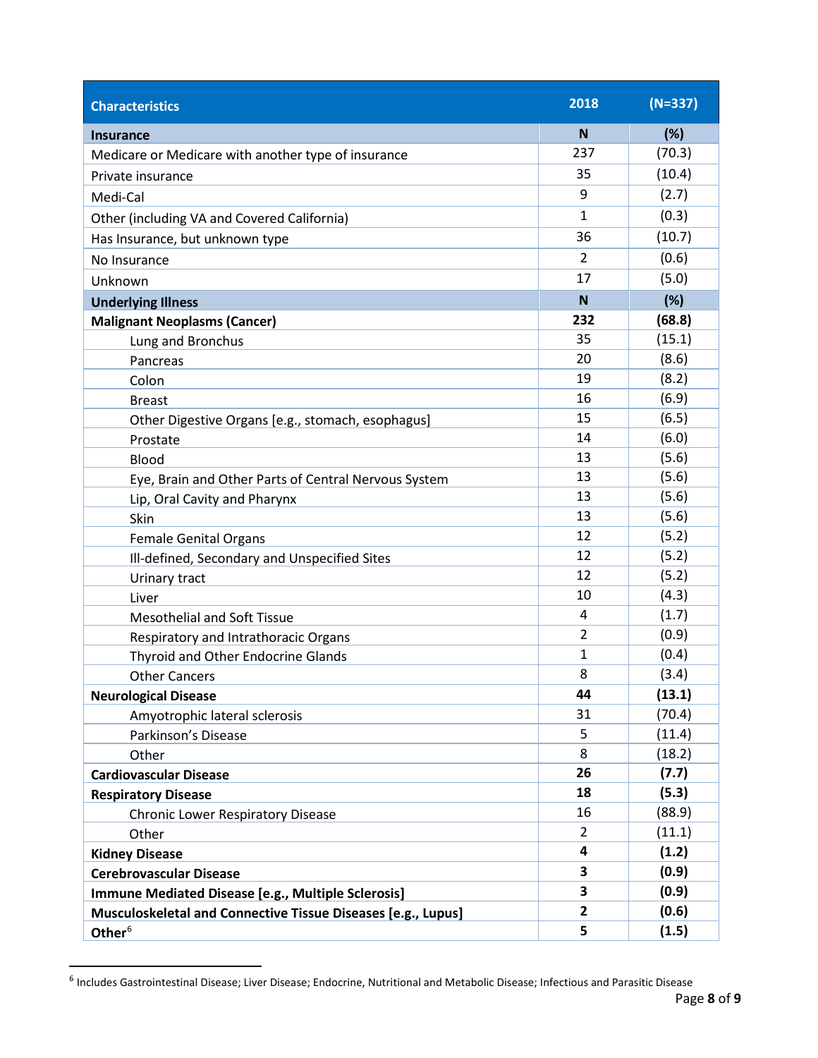| Characteristics | 2018 | (N=337) |
|---|---|---|
| **Insurance** | **N** | **(%)** |
| Medicare or Medicare with another type of insurance | 237 | (70.3) |
| Private insurance | 35 | (10.4) |
| Medi-Cal | 9 | (2.7) |
| Other (including VA and Covered California) | 1 | (0.3) |
| Has Insurance, but unknown type | 36 | (10.7) |
| No Insurance | 2 | (0.6) |
| Unknown | 17 | (5.0) |
| **Underlying Illness** | **N** | **(%)** |
| **Malignant Neoplasms (Cancer)** | **232** | **(68.8)** |
| Lung and Bronchus | 35 | (15.1) |
| Pancreas | 20 | (8.6) |
| Colon | 19 | (8.2) |
| Breast | 16 | (6.9) |
| Other Digestive Organs [e.g., stomach, esophagus] | 15 | (6.5) |
| Prostate | 14 | (6.0) |
| Blood | 13 | (5.6) |
| Eye, Brain and Other Parts of Central Nervous System | 13 | (5.6) |
| Lip, Oral Cavity and Pharynx | 13 | (5.6) |
| Skin | 13 | (5.6) |
| Female Genital Organs | 12 | (5.2) |
| Ill-defined, Secondary and Unspecified Sites | 12 | (5.2) |
| Urinary tract | 12 | (5.2) |
| Liver | 10 | (4.3) |
| Mesothelial and Soft Tissue | 4 | (1.7) |
| Respiratory and Intrathoracic Organs | 2 | (0.9) |
| Thyroid and Other Endocrine Glands | 1 | (0.4) |
| Other Cancers | 8 | (3.4) |
| **Neurological Disease** | **44** | **(13.1)** |
| Amyotrophic lateral sclerosis | 31 | (70.4) |
| Parkinson's Disease | 5 | (11.4) |
| Other | 8 | (18.2) |
| **Cardiovascular Disease** | **26** | **(7.7)** |
| **Respiratory Disease** | **18** | **(5.3)** |
| Chronic Lower Respiratory Disease | 16 | (88.9) |
| Other | 2 | (11.1) |
| **Kidney Disease** | **4** | **(1.2)** |
| **Cerebrovascular Disease** | **3** | **(0.9)** |
| **Immune Mediated Disease [e.g., Multiple Sclerosis]** | **3** | **(0.9)** |
| **Musculoskeletal and Connective Tissue Diseases [e.g., Lupus]** | **2** | **(0.6)** |
| **Other**[6] | **5** | **(1.5)** |

[6] Includes Gastrointestinal Disease; Liver Disease; Endocrine, Nutritional and Metabolic Disease; Infectious and Parasitic Disease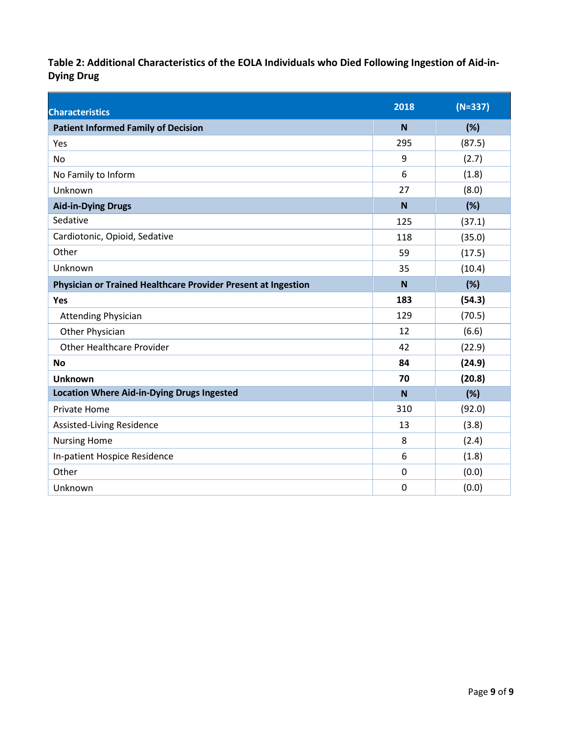**Table 2: Additional Characteristics of the EOLA Individuals who Died Following Ingestion of Aid-in-Dying Drug**

| Characteristics | 2018 | (N=337) |
|---|---|---|
| **Patient Informed Family of Decision** | **N** | **(%)** |
| Yes | 295 | (87.5) |
| No | 9 | (2.7) |
| No Family to Inform | 6 | (1.8) |
| Unknown | 27 | (8.0) |
| **Aid-in-Dying Drugs** | **N** | **(%)** |
| Sedative | 125 | (37.1) |
| Cardiotonic, Opioid, Sedative | 118 | (35.0) |
| Other | 59 | (17.5) |
| Unknown | 35 | (10.4) |
| **Physician or Trained Healthcare Provider Present at Ingestion** | **N** | **(%)** |
| **Yes** | **183** | **(54.3)** |
| Attending Physician | 129 | (70.5) |
| Other Physician | 12 | (6.6) |
| Other Healthcare Provider | 42 | (22.9) |
| **No** | **84** | **(24.9)** |
| **Unknown** | **70** | **(20.8)** |
| **Location Where Aid-in-Dying Drugs Ingested** | **N** | **(%)** |
| Private Home | 310 | (92.0) |
| Assisted-Living Residence | 13 | (3.8) |
| Nursing Home | 8 | (2.4) |
| In-patient Hospice Residence | 6 | (1.8) |
| Other | 0 | (0.0) |
| Unknown | 0 | (0.0) |